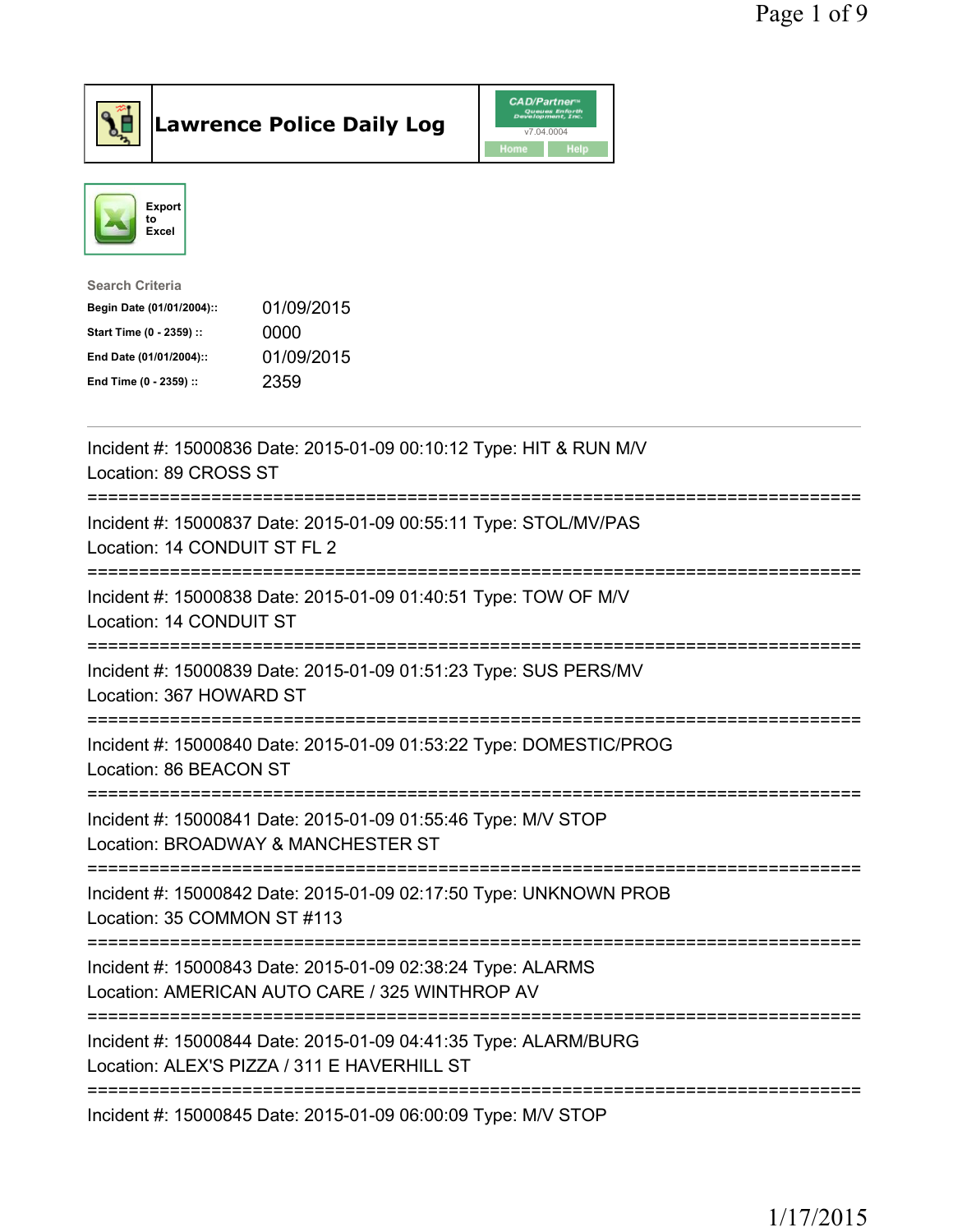# Lawrence Police Daily Log

CAD/Partner v7.04.0004

Home Help

Export to Excel

**Search Criteria**

| | |
|---|---|
| Begin Date (01/01/2004):: | 01/09/2015 |
| Start Time (0 - 2359) :: | 0000 |
| End Date (01/01/2004):: | 01/09/2015 |
| End Time (0 - 2359) :: | 2359 |

---

Incident #: 15000836 Date: 2015-01-09 00:10:12 Type: HIT & RUN M/V
Location: 89 CROSS ST

===========================================================================

Incident #: 15000837 Date: 2015-01-09 00:55:11 Type: STOL/MV/PAS
Location: 14 CONDUIT ST FL 2

===========================================================================

Incident #: 15000838 Date: 2015-01-09 01:40:51 Type: TOW OF M/V
Location: 14 CONDUIT ST

===========================================================================

Incident #: 15000839 Date: 2015-01-09 01:51:23 Type: SUS PERS/MV
Location: 367 HOWARD ST

===========================================================================

Incident #: 15000840 Date: 2015-01-09 01:53:22 Type: DOMESTIC/PROG
Location: 86 BEACON ST

===========================================================================

Incident #: 15000841 Date: 2015-01-09 01:55:46 Type: M/V STOP
Location: BROADWAY & MANCHESTER ST

===========================================================================

Incident #: 15000842 Date: 2015-01-09 02:17:50 Type: UNKNOWN PROB
Location: 35 COMMON ST #113

===========================================================================

Incident #: 15000843 Date: 2015-01-09 02:38:24 Type: ALARMS
Location: AMERICAN AUTO CARE / 325 WINTHROP AV

===========================================================================

Incident #: 15000844 Date: 2015-01-09 04:41:35 Type: ALARM/BURG
Location: ALEX'S PIZZA / 311 E HAVERHILL ST

===========================================================================

Incident #: 15000845 Date: 2015-01-09 06:00:09 Type: M/V STOP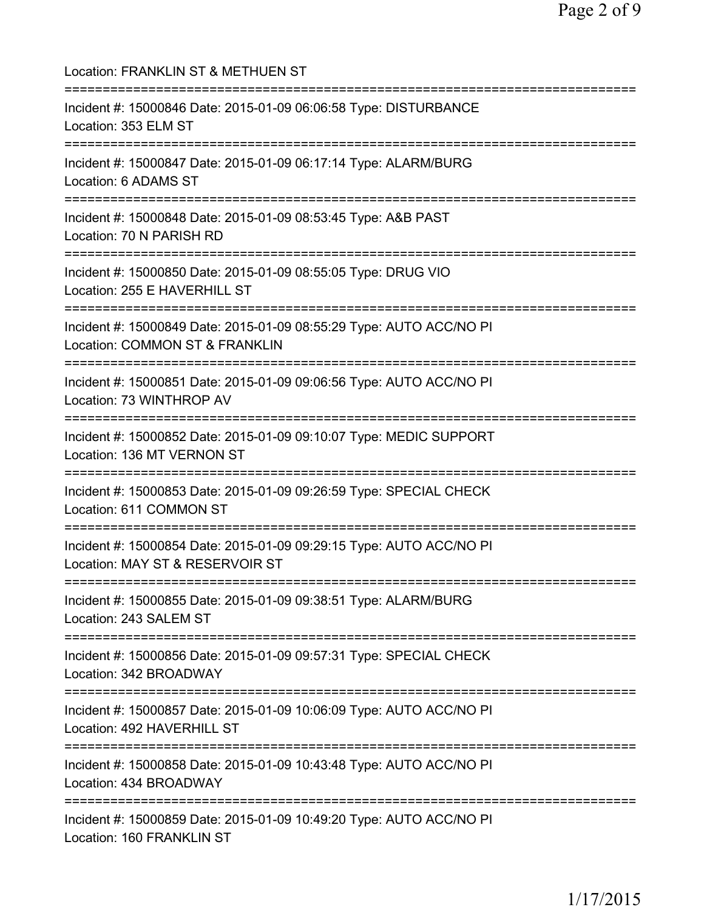Location: FRANKLIN ST & METHUEN ST

===========================================================================

Incident #: 15000846 Date: 2015-01-09 06:06:58 Type: DISTURBANCE
Location: 353 ELM ST

===========================================================================

Incident #: 15000847 Date: 2015-01-09 06:17:14 Type: ALARM/BURG
Location: 6 ADAMS ST

===========================================================================

Incident #: 15000848 Date: 2015-01-09 08:53:45 Type: A&B PAST
Location: 70 N PARISH RD

===========================================================================

Incident #: 15000850 Date: 2015-01-09 08:55:05 Type: DRUG VIO
Location: 255 E HAVERHILL ST

===========================================================================

Incident #: 15000849 Date: 2015-01-09 08:55:29 Type: AUTO ACC/NO PI
Location: COMMON ST & FRANKLIN

===========================================================================

Incident #: 15000851 Date: 2015-01-09 09:06:56 Type: AUTO ACC/NO PI
Location: 73 WINTHROP AV

===========================================================================

Incident #: 15000852 Date: 2015-01-09 09:10:07 Type: MEDIC SUPPORT
Location: 136 MT VERNON ST

===========================================================================

Incident #: 15000853 Date: 2015-01-09 09:26:59 Type: SPECIAL CHECK
Location: 611 COMMON ST

===========================================================================

Incident #: 15000854 Date: 2015-01-09 09:29:15 Type: AUTO ACC/NO PI
Location: MAY ST & RESERVOIR ST

===========================================================================

Incident #: 15000855 Date: 2015-01-09 09:38:51 Type: ALARM/BURG
Location: 243 SALEM ST

===========================================================================

Incident #: 15000856 Date: 2015-01-09 09:57:31 Type: SPECIAL CHECK
Location: 342 BROADWAY

===========================================================================

Incident #: 15000857 Date: 2015-01-09 10:06:09 Type: AUTO ACC/NO PI
Location: 492 HAVERHILL ST

===========================================================================

Incident #: 15000858 Date: 2015-01-09 10:43:48 Type: AUTO ACC/NO PI
Location: 434 BROADWAY

===========================================================================

Incident #: 15000859 Date: 2015-01-09 10:49:20 Type: AUTO ACC/NO PI
Location: 160 FRANKLIN ST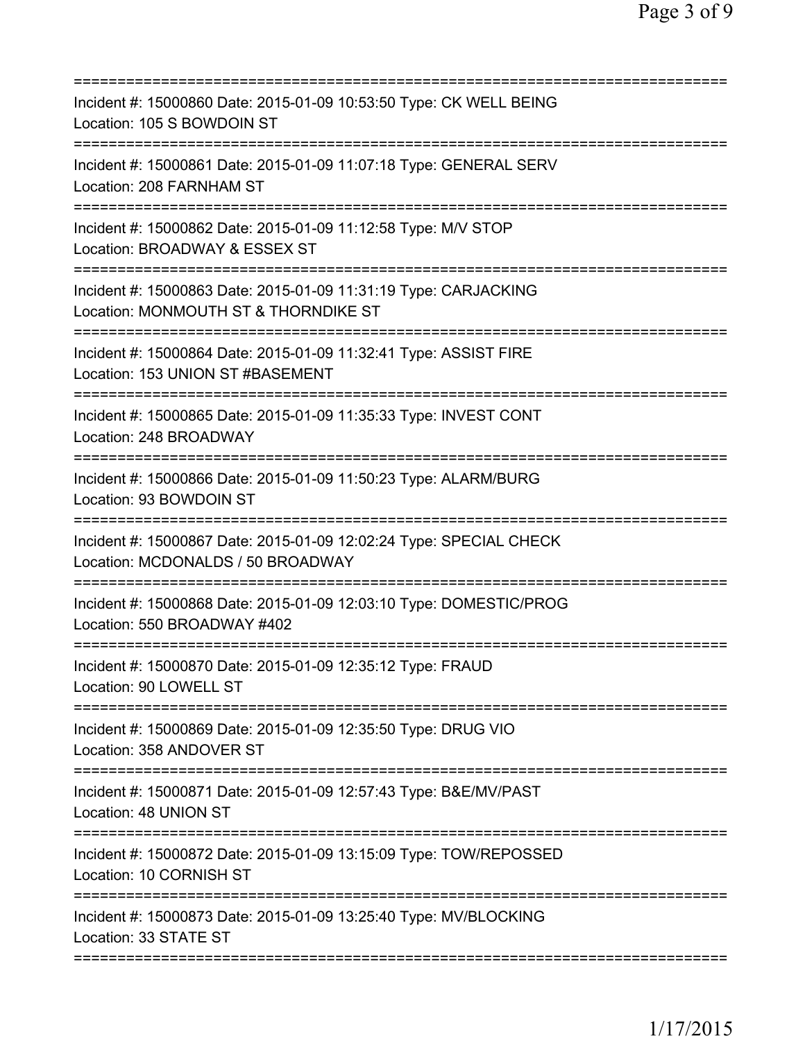===========================================================================
Incident #: 15000860 Date: 2015-01-09 10:53:50 Type: CK WELL BEING
Location: 105 S BOWDOIN ST
===========================================================================
Incident #: 15000861 Date: 2015-01-09 11:07:18 Type: GENERAL SERV
Location: 208 FARNHAM ST
===========================================================================
Incident #: 15000862 Date: 2015-01-09 11:12:58 Type: M/V STOP
Location: BROADWAY & ESSEX ST
===========================================================================
Incident #: 15000863 Date: 2015-01-09 11:31:19 Type: CARJACKING
Location: MONMOUTH ST & THORNDIKE ST
===========================================================================
Incident #: 15000864 Date: 2015-01-09 11:32:41 Type: ASSIST FIRE
Location: 153 UNION ST #BASEMENT
===========================================================================
Incident #: 15000865 Date: 2015-01-09 11:35:33 Type: INVEST CONT
Location: 248 BROADWAY
===========================================================================
Incident #: 15000866 Date: 2015-01-09 11:50:23 Type: ALARM/BURG
Location: 93 BOWDOIN ST
===========================================================================
Incident #: 15000867 Date: 2015-01-09 12:02:24 Type: SPECIAL CHECK
Location: MCDONALDS / 50 BROADWAY
===========================================================================
Incident #: 15000868 Date: 2015-01-09 12:03:10 Type: DOMESTIC/PROG
Location: 550 BROADWAY #402
===========================================================================
Incident #: 15000870 Date: 2015-01-09 12:35:12 Type: FRAUD
Location: 90 LOWELL ST
===========================================================================
Incident #: 15000869 Date: 2015-01-09 12:35:50 Type: DRUG VIO
Location: 358 ANDOVER ST
===========================================================================
Incident #: 15000871 Date: 2015-01-09 12:57:43 Type: B&E/MV/PAST
Location: 48 UNION ST
===========================================================================
Incident #: 15000872 Date: 2015-01-09 13:15:09 Type: TOW/REPOSSED
Location: 10 CORNISH ST
===========================================================================
Incident #: 15000873 Date: 2015-01-09 13:25:40 Type: MV/BLOCKING
Location: 33 STATE ST
===========================================================================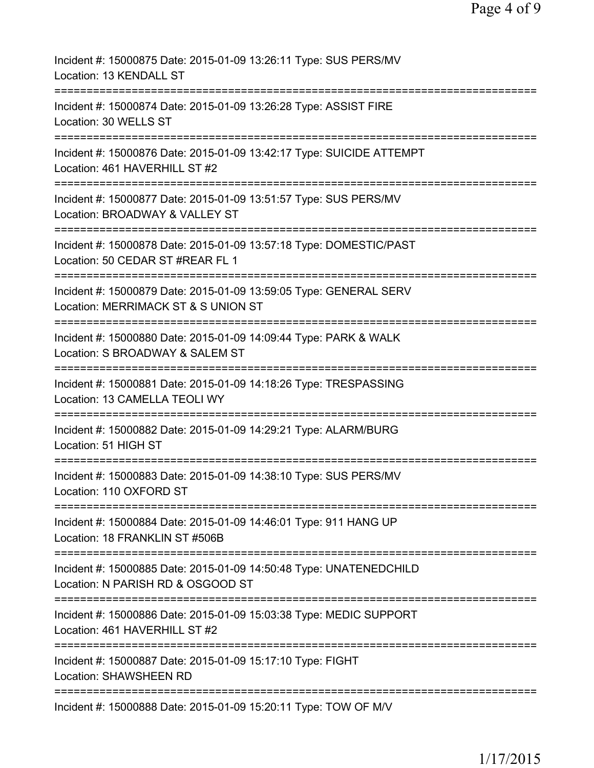Incident #: 15000875 Date: 2015-01-09 13:26:11 Type: SUS PERS/MV
Location: 13 KENDALL ST

===========================================================================

Incident #: 15000874 Date: 2015-01-09 13:26:28 Type: ASSIST FIRE
Location: 30 WELLS ST

===========================================================================

Incident #: 15000876 Date: 2015-01-09 13:42:17 Type: SUICIDE ATTEMPT
Location: 461 HAVERHILL ST #2

===========================================================================

Incident #: 15000877 Date: 2015-01-09 13:51:57 Type: SUS PERS/MV
Location: BROADWAY & VALLEY ST

===========================================================================

Incident #: 15000878 Date: 2015-01-09 13:57:18 Type: DOMESTIC/PAST
Location: 50 CEDAR ST #REAR FL 1

===========================================================================

Incident #: 15000879 Date: 2015-01-09 13:59:05 Type: GENERAL SERV
Location: MERRIMACK ST & S UNION ST

===========================================================================

Incident #: 15000880 Date: 2015-01-09 14:09:44 Type: PARK & WALK
Location: S BROADWAY & SALEM ST

===========================================================================

Incident #: 15000881 Date: 2015-01-09 14:18:26 Type: TRESPASSING
Location: 13 CAMELLA TEOLI WY

===========================================================================

Incident #: 15000882 Date: 2015-01-09 14:29:21 Type: ALARM/BURG
Location: 51 HIGH ST

===========================================================================

Incident #: 15000883 Date: 2015-01-09 14:38:10 Type: SUS PERS/MV
Location: 110 OXFORD ST

===========================================================================

Incident #: 15000884 Date: 2015-01-09 14:46:01 Type: 911 HANG UP
Location: 18 FRANKLIN ST #506B

===========================================================================

Incident #: 15000885 Date: 2015-01-09 14:50:48 Type: UNATENEDCHILD
Location: N PARISH RD & OSGOOD ST

===========================================================================

Incident #: 15000886 Date: 2015-01-09 15:03:38 Type: MEDIC SUPPORT
Location: 461 HAVERHILL ST #2

===========================================================================

Incident #: 15000887 Date: 2015-01-09 15:17:10 Type: FIGHT
Location: SHAWSHEEN RD

===========================================================================

Incident #: 15000888 Date: 2015-01-09 15:20:11 Type: TOW OF M/V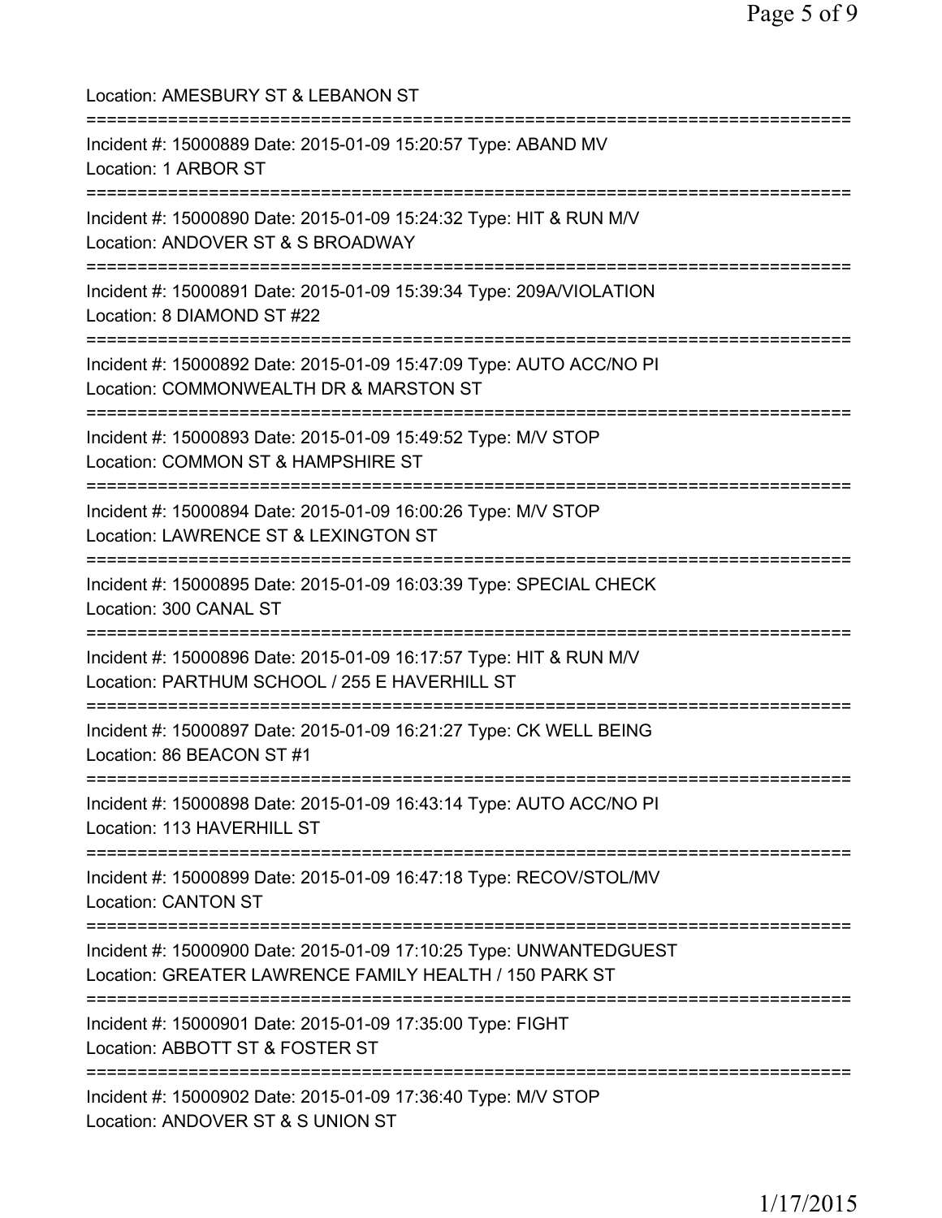Location: AMESBURY ST & LEBANON ST

===========================================================================

Incident #: 15000889 Date: 2015-01-09 15:20:57 Type: ABAND MV

Location: 1 ARBOR ST

===========================================================================

Incident #: 15000890 Date: 2015-01-09 15:24:32 Type: HIT & RUN M/V

Location: ANDOVER ST & S BROADWAY

===========================================================================

Incident #: 15000891 Date: 2015-01-09 15:39:34 Type: 209A/VIOLATION

Location: 8 DIAMOND ST #22

===========================================================================

Incident #: 15000892 Date: 2015-01-09 15:47:09 Type: AUTO ACC/NO PI

Location: COMMONWEALTH DR & MARSTON ST

===========================================================================

Incident #: 15000893 Date: 2015-01-09 15:49:52 Type: M/V STOP

Location: COMMON ST & HAMPSHIRE ST

===========================================================================

Incident #: 15000894 Date: 2015-01-09 16:00:26 Type: M/V STOP

Location: LAWRENCE ST & LEXINGTON ST

===========================================================================

Incident #: 15000895 Date: 2015-01-09 16:03:39 Type: SPECIAL CHECK

Location: 300 CANAL ST

===========================================================================

Incident #: 15000896 Date: 2015-01-09 16:17:57 Type: HIT & RUN M/V

Location: PARTHUM SCHOOL / 255 E HAVERHILL ST

===========================================================================

Incident #: 15000897 Date: 2015-01-09 16:21:27 Type: CK WELL BEING

Location: 86 BEACON ST #1

===========================================================================

Incident #: 15000898 Date: 2015-01-09 16:43:14 Type: AUTO ACC/NO PI

Location: 113 HAVERHILL ST

===========================================================================

Incident #: 15000899 Date: 2015-01-09 16:47:18 Type: RECOV/STOL/MV

Location: CANTON ST

===========================================================================

Incident #: 15000900 Date: 2015-01-09 17:10:25 Type: UNWANTEDGUEST

Location: GREATER LAWRENCE FAMILY HEALTH / 150 PARK ST

===========================================================================

Incident #: 15000901 Date: 2015-01-09 17:35:00 Type: FIGHT

Location: ABBOTT ST & FOSTER ST

===========================================================================

Incident #: 15000902 Date: 2015-01-09 17:36:40 Type: M/V STOP

Location: ANDOVER ST & S UNION ST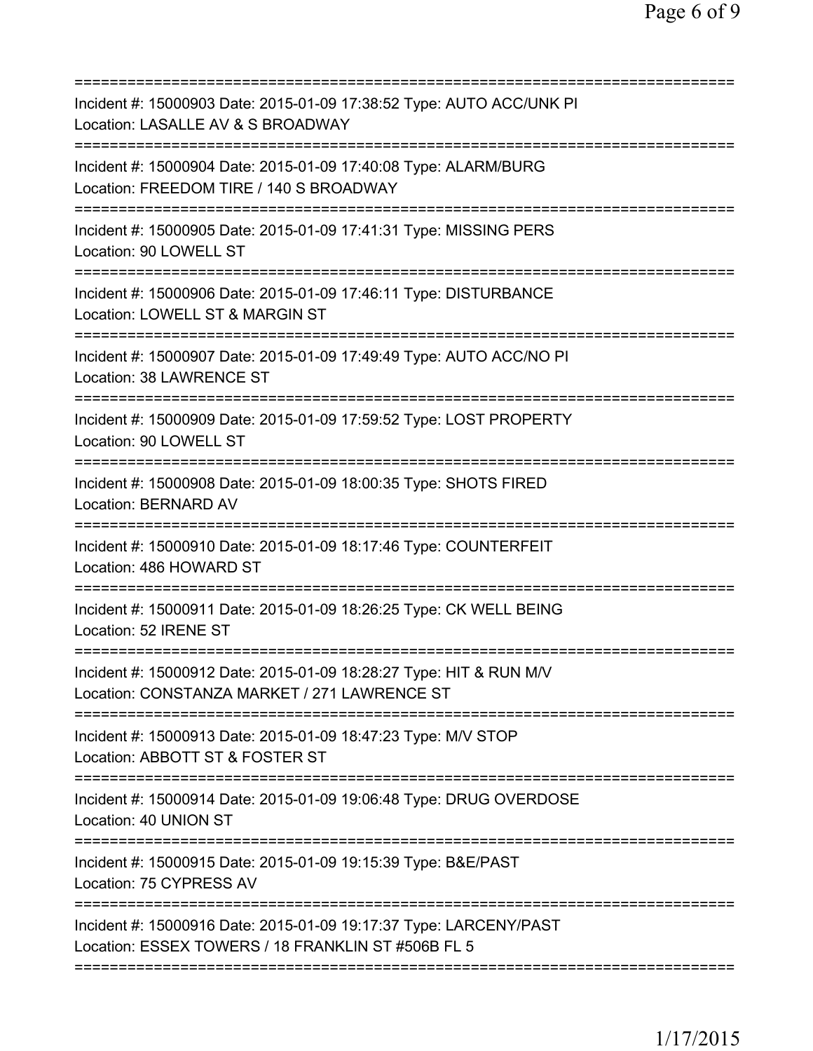---

Incident #: 15000903 Date: 2015-01-09 17:38:52 Type: AUTO ACC/UNK PI
Location: LASALLE AV & S BROADWAY

---

Incident #: 15000904 Date: 2015-01-09 17:40:08 Type: ALARM/BURG
Location: FREEDOM TIRE / 140 S BROADWAY

---

Incident #: 15000905 Date: 2015-01-09 17:41:31 Type: MISSING PERS
Location: 90 LOWELL ST

---

Incident #: 15000906 Date: 2015-01-09 17:46:11 Type: DISTURBANCE
Location: LOWELL ST & MARGIN ST

---

Incident #: 15000907 Date: 2015-01-09 17:49:49 Type: AUTO ACC/NO PI
Location: 38 LAWRENCE ST

---

Incident #: 15000909 Date: 2015-01-09 17:59:52 Type: LOST PROPERTY
Location: 90 LOWELL ST

---

Incident #: 15000908 Date: 2015-01-09 18:00:35 Type: SHOTS FIRED
Location: BERNARD AV

---

Incident #: 15000910 Date: 2015-01-09 18:17:46 Type: COUNTERFEIT
Location: 486 HOWARD ST

---

Incident #: 15000911 Date: 2015-01-09 18:26:25 Type: CK WELL BEING
Location: 52 IRENE ST

---

Incident #: 15000912 Date: 2015-01-09 18:28:27 Type: HIT & RUN M/V
Location: CONSTANZA MARKET / 271 LAWRENCE ST

---

Incident #: 15000913 Date: 2015-01-09 18:47:23 Type: M/V STOP
Location: ABBOTT ST & FOSTER ST

---

Incident #: 15000914 Date: 2015-01-09 19:06:48 Type: DRUG OVERDOSE
Location: 40 UNION ST

---

Incident #: 15000915 Date: 2015-01-09 19:15:39 Type: B&E/PAST
Location: 75 CYPRESS AV

---

Incident #: 15000916 Date: 2015-01-09 19:17:37 Type: LARCENY/PAST
Location: ESSEX TOWERS / 18 FRANKLIN ST #506B FL 5

---

1/17/2015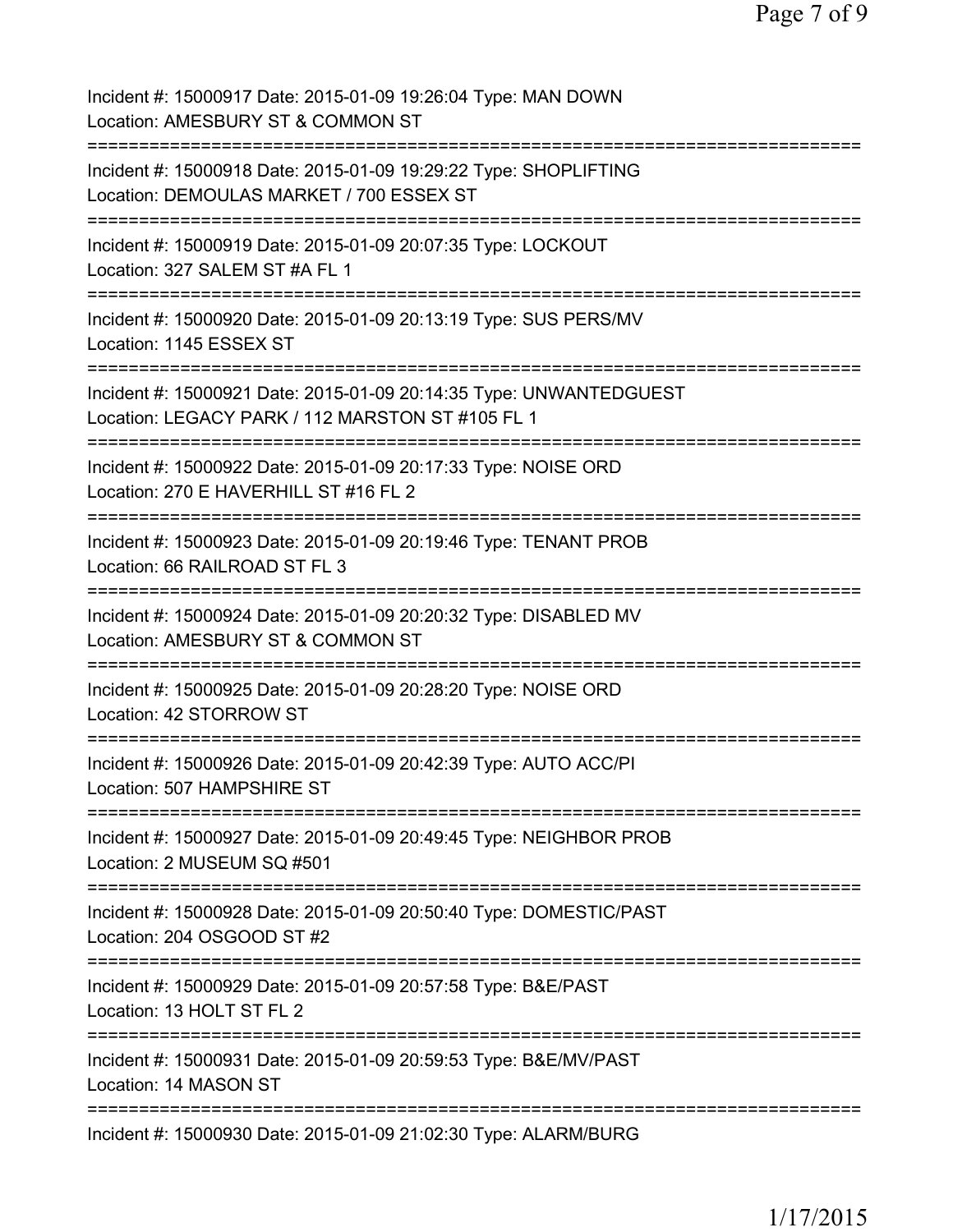Incident #: 15000917 Date: 2015-01-09 19:26:04 Type: MAN DOWN
Location: AMESBURY ST & COMMON ST

===========================================================================

Incident #: 15000918 Date: 2015-01-09 19:29:22 Type: SHOPLIFTING
Location: DEMOULAS MARKET / 700 ESSEX ST

===========================================================================

Incident #: 15000919 Date: 2015-01-09 20:07:35 Type: LOCKOUT
Location: 327 SALEM ST #A FL 1

===========================================================================

Incident #: 15000920 Date: 2015-01-09 20:13:19 Type: SUS PERS/MV
Location: 1145 ESSEX ST

===========================================================================

Incident #: 15000921 Date: 2015-01-09 20:14:35 Type: UNWANTEDGUEST
Location: LEGACY PARK / 112 MARSTON ST #105 FL 1

===========================================================================

Incident #: 15000922 Date: 2015-01-09 20:17:33 Type: NOISE ORD
Location: 270 E HAVERHILL ST #16 FL 2

===========================================================================

Incident #: 15000923 Date: 2015-01-09 20:19:46 Type: TENANT PROB
Location: 66 RAILROAD ST FL 3

===========================================================================

Incident #: 15000924 Date: 2015-01-09 20:20:32 Type: DISABLED MV
Location: AMESBURY ST & COMMON ST

===========================================================================

Incident #: 15000925 Date: 2015-01-09 20:28:20 Type: NOISE ORD
Location: 42 STORROW ST

===========================================================================

Incident #: 15000926 Date: 2015-01-09 20:42:39 Type: AUTO ACC/PI
Location: 507 HAMPSHIRE ST

===========================================================================

Incident #: 15000927 Date: 2015-01-09 20:49:45 Type: NEIGHBOR PROB
Location: 2 MUSEUM SQ #501

===========================================================================

Incident #: 15000928 Date: 2015-01-09 20:50:40 Type: DOMESTIC/PAST
Location: 204 OSGOOD ST #2

===========================================================================

Incident #: 15000929 Date: 2015-01-09 20:57:58 Type: B&E/PAST
Location: 13 HOLT ST FL 2

===========================================================================

Incident #: 15000931 Date: 2015-01-09 20:59:53 Type: B&E/MV/PAST
Location: 14 MASON ST

===========================================================================

Incident #: 15000930 Date: 2015-01-09 21:02:30 Type: ALARM/BURG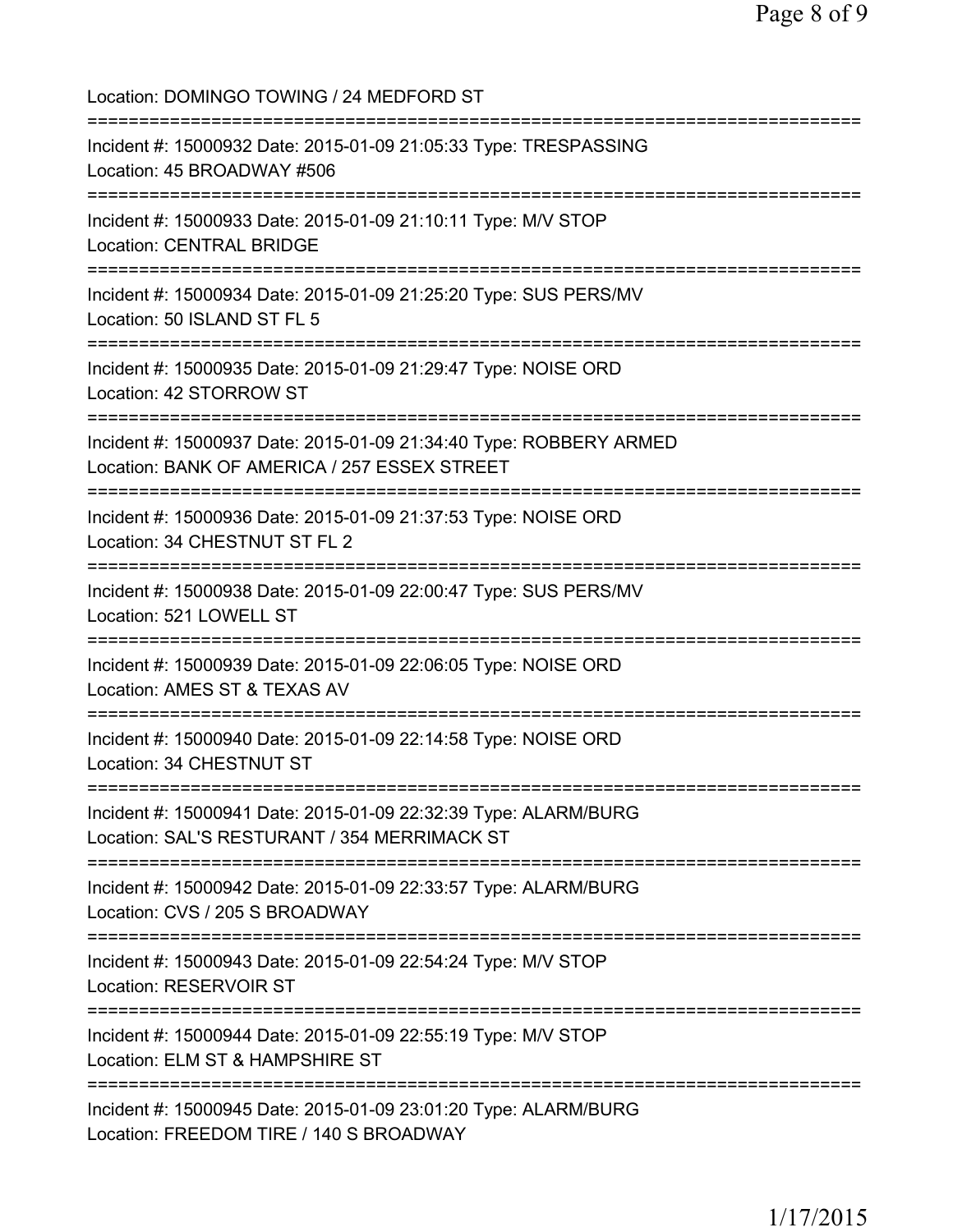Location: DOMINGO TOWING / 24 MEDFORD ST

===========================================================================

Incident #: 15000932 Date: 2015-01-09 21:05:33 Type: TRESPASSING
Location: 45 BROADWAY #506

===========================================================================

Incident #: 15000933 Date: 2015-01-09 21:10:11 Type: M/V STOP
Location: CENTRAL BRIDGE

===========================================================================

Incident #: 15000934 Date: 2015-01-09 21:25:20 Type: SUS PERS/MV
Location: 50 ISLAND ST FL 5

===========================================================================

Incident #: 15000935 Date: 2015-01-09 21:29:47 Type: NOISE ORD
Location: 42 STORROW ST

===========================================================================

Incident #: 15000937 Date: 2015-01-09 21:34:40 Type: ROBBERY ARMED
Location: BANK OF AMERICA / 257 ESSEX STREET

===========================================================================

Incident #: 15000936 Date: 2015-01-09 21:37:53 Type: NOISE ORD
Location: 34 CHESTNUT ST FL 2

===========================================================================

Incident #: 15000938 Date: 2015-01-09 22:00:47 Type: SUS PERS/MV
Location: 521 LOWELL ST

===========================================================================

Incident #: 15000939 Date: 2015-01-09 22:06:05 Type: NOISE ORD
Location: AMES ST & TEXAS AV

===========================================================================

Incident #: 15000940 Date: 2015-01-09 22:14:58 Type: NOISE ORD
Location: 34 CHESTNUT ST

===========================================================================

Incident #: 15000941 Date: 2015-01-09 22:32:39 Type: ALARM/BURG
Location: SAL'S RESTURANT / 354 MERRIMACK ST

===========================================================================

Incident #: 15000942 Date: 2015-01-09 22:33:57 Type: ALARM/BURG
Location: CVS / 205 S BROADWAY

===========================================================================

Incident #: 15000943 Date: 2015-01-09 22:54:24 Type: M/V STOP
Location: RESERVOIR ST

===========================================================================

Incident #: 15000944 Date: 2015-01-09 22:55:19 Type: M/V STOP
Location: ELM ST & HAMPSHIRE ST

===========================================================================

Incident #: 15000945 Date: 2015-01-09 23:01:20 Type: ALARM/BURG
Location: FREEDOM TIRE / 140 S BROADWAY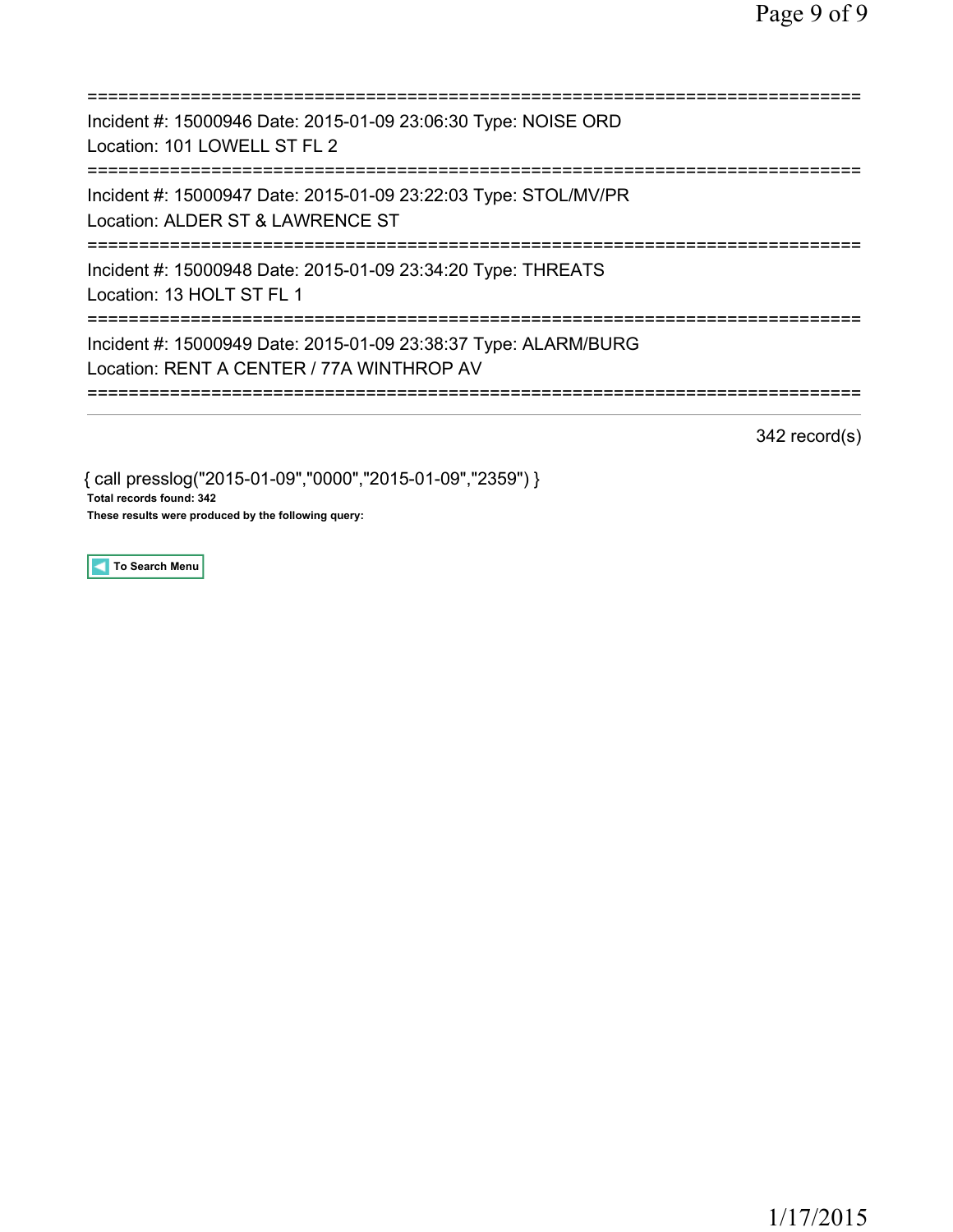===========================================================================

Incident #: 15000946 Date: 2015-01-09 23:06:30 Type: NOISE ORD
Location: 101 LOWELL ST FL 2

===========================================================================

Incident #: 15000947 Date: 2015-01-09 23:22:03 Type: STOL/MV/PR
Location: ALDER ST & LAWRENCE ST

===========================================================================

Incident #: 15000948 Date: 2015-01-09 23:34:20 Type: THREATS
Location: 13 HOLT ST FL 1

===========================================================================

Incident #: 15000949 Date: 2015-01-09 23:38:37 Type: ALARM/BURG
Location: RENT A CENTER / 77A WINTHROP AV

===========================================================================

---

342 record(s)

{ call presslog("2015-01-09","0000","2015-01-09","2359") }

**Total records found: 342**

**These results were produced by the following query:**

To Search Menu